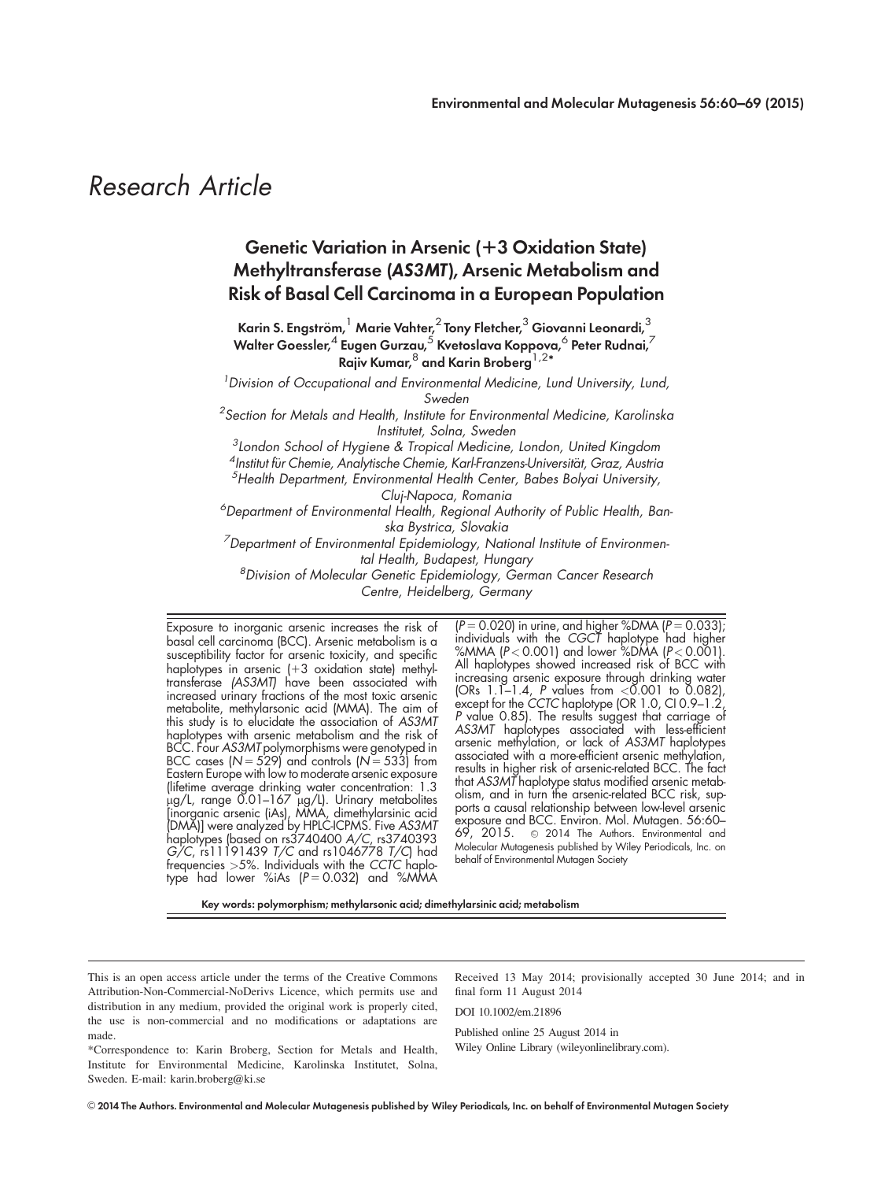Research Article

# Genetic Variation in Arsenic (+3 Oxidation State) Methyltransferase (*AS3MT*), Arsenic Metabolism and Risk of Basal Cell Carcinoma in a European Population

**Karin S. Engström,[1] Marie Vahter,[2] Tony Fletcher,[3] Giovanni Leonardi,[3] Walter Goessler,[4] Eugen Gurzau,[5] Kvetoslava Koppova,[6] Peter Rudnai,[7] Rajiv Kumar,[8] and Karin Broberg[1,2]***

[1]*Division of Occupational and Environmental Medicine, Lund University, Lund, Sweden*

[2]*Section for Metals and Health, Institute for Environmental Medicine, Karolinska Institutet, Solna, Sweden*

[3]*London School of Hygiene & Tropical Medicine, London, United Kingdom*

[4]*Institut für Chemie, Analytische Chemie, Karl-Franzens-Universität, Graz, Austria*

[5]*Health Department, Environmental Health Center, Babes Bolyai University, Cluj-Napoca, Romania*

[6]*Department of Environmental Health, Regional Authority of Public Health, Banska Bystrica, Slovakia*

[7]*Department of Environmental Epidemiology, National Institute of Environmental Health, Budapest, Hungary*

[8]*Division of Molecular Genetic Epidemiology, German Cancer Research Centre, Heidelberg, Germany*

Exposure to inorganic arsenic increases the risk of basal cell carcinoma (BCC). Arsenic metabolism is a susceptibility factor for arsenic toxicity, and specific haplotypes in arsenic (+3 oxidation state) methyltransferase (*AS3MT*) have been associated with increased urinary fractions of the most toxic arsenic metabolite, methylarsonic acid (MMA). The aim of this study is to elucidate the association of *AS3MT* haplotypes with arsenic metabolism and the risk of BCC. Four *AS3MT* polymorphisms were genotyped in BCC cases ($N = 529$) and controls ($N = 533$) from Eastern Europe with low to moderate arsenic exposure (lifetime average drinking water concentration: 1.3 μg/L, range 0.01–167 μg/L). Urinary metabolites [inorganic arsenic (iAs), MMA, dimethylarsinic acid (DMA)] were analyzed by HPLC-ICPMS. Five *AS3MT* haplotypes (based on rs3740400 *A/C*, rs3740393 *G/C*, rs11191439 *T/C* and rs1046778 *T/C*) had frequencies >5%. Individuals with the *CCTC* haplotype had lower %iAs ($P = 0.032$) and %MMA ($P = 0.020$) in urine, and higher %DMA ($P = 0.033$); individuals with the *CGCT* haplotype had higher %MMA ($P < 0.001$) and lower %DMA ($P < 0.001$). All haplotypes showed increased risk of BCC with increasing arsenic exposure through drinking water (ORs 1.1–1.4, $P$ values from <0.001 to 0.082), except for the *CCTC* haplotype (OR 1.0, CI 0.9–1.2, $P$ value 0.85). The results suggest that carriage of *AS3MT* haplotypes associated with less-efficient arsenic methylation, or lack of *AS3MT* haplotypes associated with a more-efficient arsenic methylation, results in higher risk of arsenic-related BCC. The fact that *AS3MT* haplotype status modified arsenic metabolism, and in turn the arsenic-related BCC risk, supports a causal relationship between low-level arsenic exposure and BCC. Environ. Mol. Mutagen. 56:60–69, 2015. © 2014 The Authors. Environmental and Molecular Mutagenesis published by Wiley Periodicals, Inc. on behalf of Environmental Mutagen Society

**Key words: polymorphism; methylarsonic acid; dimethylarsinic acid; metabolism**

This is an open access article under the terms of the Creative Commons Attribution-Non-Commercial-NoDerivs Licence, which permits use and distribution in any medium, provided the original work is properly cited, the use is non-commercial and no modifications or adaptations are made.

*Correspondence to: Karin Broberg, Section for Metals and Health, Institute for Environmental Medicine, Karolinska Institutet, Solna, Sweden. E-mail: karin.broberg@ki.se

Received 13 May 2014; provisionally accepted 30 June 2014; and in final form 11 August 2014

DOI 10.1002/em.21896

Published online 25 August 2014 in Wiley Online Library (wileyonlinelibrary.com).

© 2014 The Authors. Environmental and Molecular Mutagenesis published by Wiley Periodicals, Inc. on behalf of Environmental Mutagen Society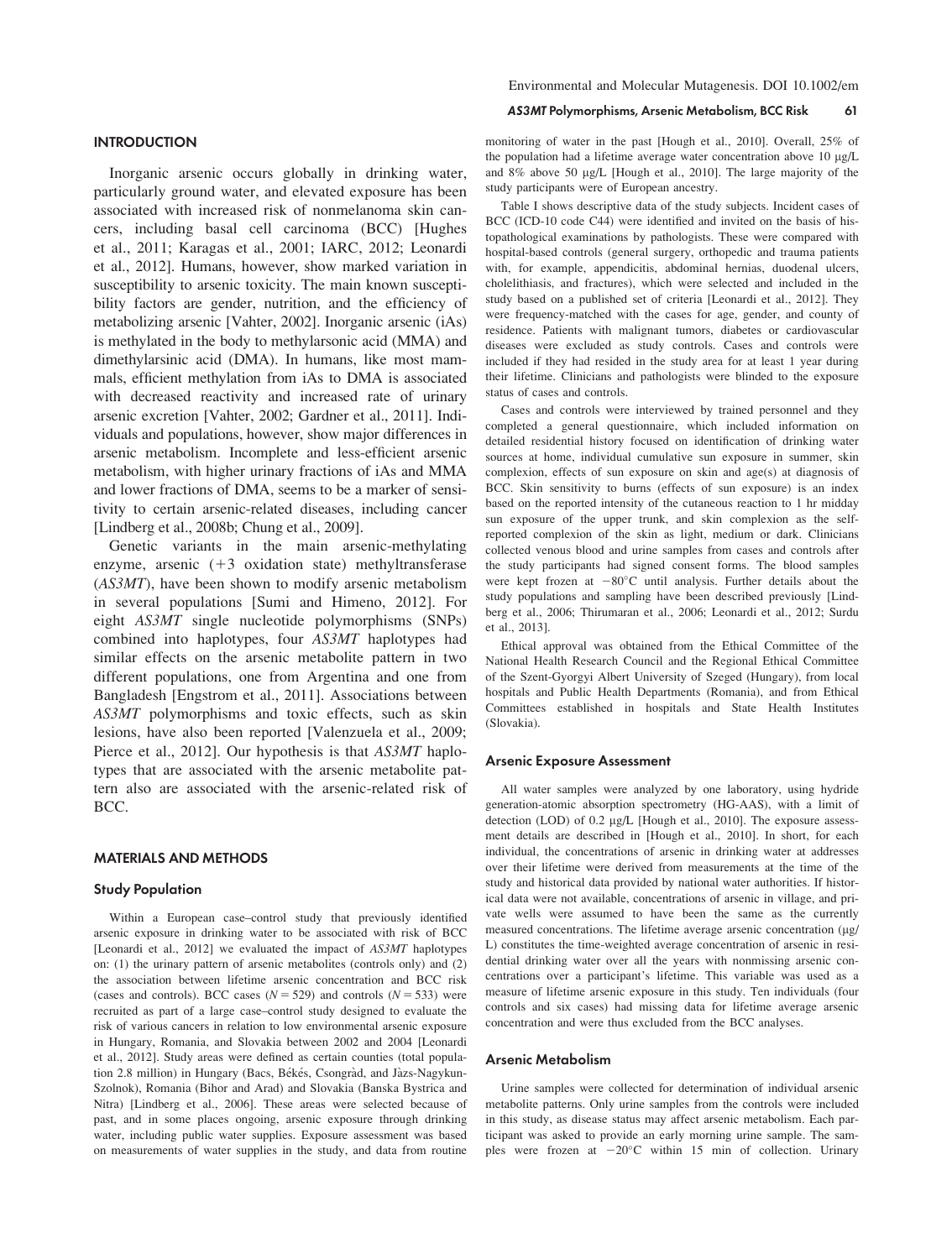## INTRODUCTION

Inorganic arsenic occurs globally in drinking water, particularly ground water, and elevated exposure has been associated with increased risk of nonmelanoma skin cancers, including basal cell carcinoma (BCC) [Hughes et al., 2011; Karagas et al., 2001; IARC, 2012; Leonardi et al., 2012]. Humans, however, show marked variation in susceptibility to arsenic toxicity. The main known susceptibility factors are gender, nutrition, and the efficiency of metabolizing arsenic [Vahter, 2002]. Inorganic arsenic (iAs) is methylated in the body to methylarsonic acid (MMA) and dimethylarsinic acid (DMA). In humans, like most mammals, efficient methylation from iAs to DMA is associated with decreased reactivity and increased rate of urinary arsenic excretion [Vahter, 2002; Gardner et al., 2011]. Individuals and populations, however, show major differences in arsenic metabolism. Incomplete and less-efficient arsenic metabolism, with higher urinary fractions of iAs and MMA and lower fractions of DMA, seems to be a marker of sensitivity to certain arsenic-related diseases, including cancer [Lindberg et al., 2008b; Chung et al., 2009].

Genetic variants in the main arsenic-methylating enzyme, arsenic (+3 oxidation state) methyltransferase (*AS3MT*), have been shown to modify arsenic metabolism in several populations [Sumi and Himeno, 2012]. For eight *AS3MT* single nucleotide polymorphisms (SNPs) combined into haplotypes, four *AS3MT* haplotypes had similar effects on the arsenic metabolite pattern in two different populations, one from Argentina and one from Bangladesh [Engstrom et al., 2011]. Associations between *AS3MT* polymorphisms and toxic effects, such as skin lesions, have also been reported [Valenzuela et al., 2009; Pierce et al., 2012]. Our hypothesis is that *AS3MT* haplotypes that are associated with the arsenic metabolite pattern also are associated with the arsenic-related risk of BCC.

## MATERIALS AND METHODS

### Study Population

Within a European case–control study that previously identified arsenic exposure in drinking water to be associated with risk of BCC [Leonardi et al., 2012] we evaluated the impact of *AS3MT* haplotypes on: (1) the urinary pattern of arsenic metabolites (controls only) and (2) the association between lifetime arsenic concentration and BCC risk (cases and controls). BCC cases ($N = 529$) and controls ($N = 533$) were recruited as part of a large case–control study designed to evaluate the risk of various cancers in relation to low environmental arsenic exposure in Hungary, Romania, and Slovakia between 2002 and 2004 [Leonardi et al., 2012]. Study areas were defined as certain counties (total population 2.8 million) in Hungary (Bacs, Békés, Csongràd, and Jàzs-Nagykun-Szolnok), Romania (Bihor and Arad) and Slovakia (Banska Bystrica and Nitra) [Lindberg et al., 2006]. These areas were selected because of past, and in some places ongoing, arsenic exposure through drinking water, including public water supplies. Exposure assessment was based on measurements of water supplies in the study, and data from routine monitoring of water in the past [Hough et al., 2010]. Overall, 25% of the population had a lifetime average water concentration above 10 μg/L and 8% above 50 μg/L [Hough et al., 2010]. The large majority of the study participants were of European ancestry.

Table I shows descriptive data of the study subjects. Incident cases of BCC (ICD-10 code C44) were identified and invited on the basis of histopathological examinations by pathologists. These were compared with hospital-based controls (general surgery, orthopedic and trauma patients with, for example, appendicitis, abdominal hernias, duodenal ulcers, cholelithiasis, and fractures), which were selected and included in the study based on a published set of criteria [Leonardi et al., 2012]. They were frequency-matched with the cases for age, gender, and county of residence. Patients with malignant tumors, diabetes or cardiovascular diseases were excluded as study controls. Cases and controls were included if they had resided in the study area for at least 1 year during their lifetime. Clinicians and pathologists were blinded to the exposure status of cases and controls.

Cases and controls were interviewed by trained personnel and they completed a general questionnaire, which included information on detailed residential history focused on identification of drinking water sources at home, individual cumulative sun exposure in summer, skin complexion, effects of sun exposure on skin and age(s) at diagnosis of BCC. Skin sensitivity to burns (effects of sun exposure) is an index based on the reported intensity of the cutaneous reaction to 1 hr midday sun exposure of the upper trunk, and skin complexion as the self-reported complexion of the skin as light, medium or dark. Clinicians collected venous blood and urine samples from cases and controls after the study participants had signed consent forms. The blood samples were kept frozen at −80°C until analysis. Further details about the study populations and sampling have been described previously [Lindberg et al., 2006; Thirumaran et al., 2006; Leonardi et al., 2012; Surdu et al., 2013].

Ethical approval was obtained from the Ethical Committee of the National Health Research Council and the Regional Ethical Committee of the Szent-Gyorgyi Albert University of Szeged (Hungary), from local hospitals and Public Health Departments (Romania), and from Ethical Committees established in hospitals and State Health Institutes (Slovakia).

### Arsenic Exposure Assessment

All water samples were analyzed by one laboratory, using hydride generation-atomic absorption spectrometry (HG-AAS), with a limit of detection (LOD) of 0.2 μg/L [Hough et al., 2010]. The exposure assessment details are described in [Hough et al., 2010]. In short, for each individual, the concentrations of arsenic in drinking water at addresses over their lifetime were derived from measurements at the time of the study and historical data provided by national water authorities. If historical data were not available, concentrations of arsenic in village, and private wells were assumed to have been the same as the currently measured concentrations. The lifetime average arsenic concentration (μg/L) constitutes the time-weighted average concentration of arsenic in residential drinking water over all the years with nonmissing arsenic concentrations over a participant's lifetime. This variable was used as a measure of lifetime arsenic exposure in this study. Ten individuals (four controls and six cases) had missing data for lifetime average arsenic concentration and were thus excluded from the BCC analyses.

### Arsenic Metabolism

Urine samples were collected for determination of individual arsenic metabolite patterns. Only urine samples from the controls were included in this study, as disease status may affect arsenic metabolism. Each participant was asked to provide an early morning urine sample. The samples were frozen at −20°C within 15 min of collection. Urinary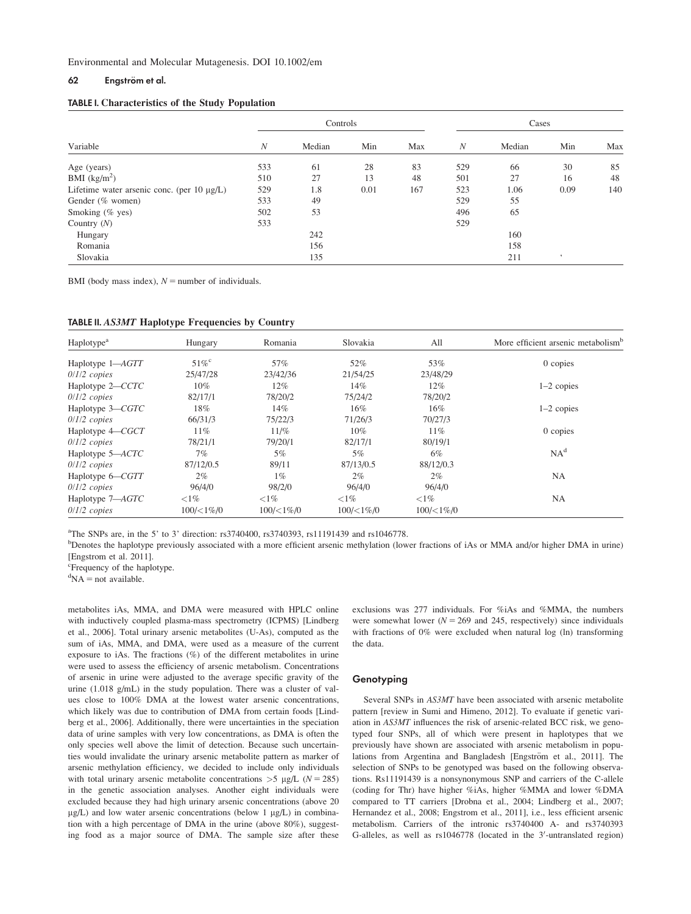**TABLE I. Characteristics of the Study Population**

| Variable | Controls | | | | Cases | | | |
|---|---|---|---|---|---|---|---|---|
| | $N$ | Median | Min | Max | $N$ | Median | Min | Max |
| Age (years) | 533 | 61 | 28 | 83 | 529 | 66 | 30 | 85 |
| BMI (kg/m$^2$) | 510 | 27 | 13 | 48 | 501 | 27 | 16 | 48 |
| Lifetime water arsenic conc. (per 10 μg/L) | 529 | 1.8 | 0.01 | 167 | 523 | 1.06 | 0.09 | 140 |
| Gender (% women) | 533 | 49 | | | 529 | 55 | | |
| Smoking (% yes) | 502 | 53 | | | 496 | 65 | | |
| Country ($N$) | 533 | | | | 529 | | | |
| Hungary | | 242 | | | | 160 | | |
| Romania | | 156 | | | | 158 | | |
| Slovakia | | 135 | | | | 211 | | |

BMI (body mass index), $N$ = number of individuals.

**TABLE II. *AS3MT* Haplotype Frequencies by Country**

| Haplotype[a] | Hungary | Romania | Slovakia | All | More efficient arsenic metabolism[b] |
|---|---|---|---|---|---|
| Haplotype 1—*AGTT* | 51%[c] | 57% | 52% | 53% | 0 copies |
| *0/1/2 copies* | 25/47/28 | 23/42/36 | 21/54/25 | 23/48/29 | |
| Haplotype 2—*CCTC* | 10% | 12% | 14% | 12% | 1–2 copies |
| *0/1/2 copies* | 82/17/1 | 78/20/2 | 75/24/2 | 78/20/2 | |
| Haplotype 3—*CGTC* | 18% | 14% | 16% | 16% | 1–2 copies |
| *0/1/2 copies* | 66/31/3 | 75/22/3 | 71/26/3 | 70/27/3 | |
| Haplotype 4—*CGCT* | 11% | 11% | 10% | 11% | 0 copies |
| *0/1/2 copies* | 78/21/1 | 79/20/1 | 82/17/1 | 80/19/1 | |
| Haplotype 5—*ACTC* | 7% | 5% | 5% | 6% | NA[d] |
| *0/1/2 copies* | 87/12/0.5 | 89/11 | 87/13/0.5 | 88/12/0.3 | |
| Haplotype 6—*CGTT* | 2% | 1% | 2% | 2% | NA |
| *0/1/2 copies* | 96/4/0 | 98/2/0 | 96/4/0 | 96/4/0 | |
| Haplotype 7—*AGTC* | <1% | <1% | <1% | <1% | NA |
| *0/1/2 copies* | 100/<1%/0 | 100/<1%/0 | 100/<1%/0 | 100/<1%/0 | |

[a]The SNPs are, in the 5' to 3' direction: rs3740400, rs3740393, rs11191439 and rs1046778.
[b]Denotes the haplotype previously associated with a more efficient arsenic methylation (lower fractions of iAs or MMA and/or higher DMA in urine) [Engstrom et al. 2011].
[c]Frequency of the haplotype.
[d]NA = not available.

metabolites iAs, MMA, and DMA were measured with HPLC online with inductively coupled plasma-mass spectrometry (ICPMS) [Lindberg et al., 2006]. Total urinary arsenic metabolites (U-As), computed as the sum of iAs, MMA, and DMA, were used as a measure of the current exposure to iAs. The fractions (%) of the different metabolites in urine were used to assess the efficiency of arsenic metabolism. Concentrations of arsenic in urine were adjusted to the average specific gravity of the urine (1.018 g/mL) in the study population. There was a cluster of values close to 100% DMA at the lowest water arsenic concentrations, which likely was due to contribution of DMA from certain foods [Lindberg et al., 2006]. Additionally, there were uncertainties in the speciation data of urine samples with very low concentrations, as DMA is often the only species well above the limit of detection. Because such uncertainties would invalidate the urinary arsenic metabolite pattern as marker of arsenic methylation efficiency, we decided to include only individuals with total urinary arsenic metabolite concentrations >5 μg/L ($N$ = 285) in the genetic association analyses. Another eight individuals were excluded because they had high urinary arsenic concentrations (above 20 μg/L) and low water arsenic concentrations (below 1 μg/L) in combination with a high percentage of DMA in the urine (above 80%), suggesting food as a major source of DMA. The sample size after these exclusions was 277 individuals. For %iAs and %MMA, the numbers were somewhat lower ($N$ = 269 and 245, respectively) since individuals with fractions of 0% were excluded when natural log (ln) transforming the data.

## Genotyping

Several SNPs in *AS3MT* have been associated with arsenic metabolite pattern [review in Sumi and Himeno, 2012]. To evaluate if genetic variation in *AS3MT* influences the risk of arsenic-related BCC risk, we genotyped four SNPs, all of which were present in haplotypes that we previously have shown are associated with arsenic metabolism in populations from Argentina and Bangladesh [Engström et al., 2011]. The selection of SNPs to be genotyped was based on the following observations. Rs11191439 is a nonsynonymous SNP and carriers of the C-allele (coding for Thr) have higher %iAs, higher %MMA and lower %DMA compared to TT carriers [Drobna et al., 2004; Lindberg et al., 2007; Hernandez et al., 2008; Engstrom et al., 2011], i.e., less efficient arsenic metabolism. Carriers of the intronic rs3740400 A- and rs3740393 G-alleles, as well as rs1046778 (located in the 3'-untranslated region)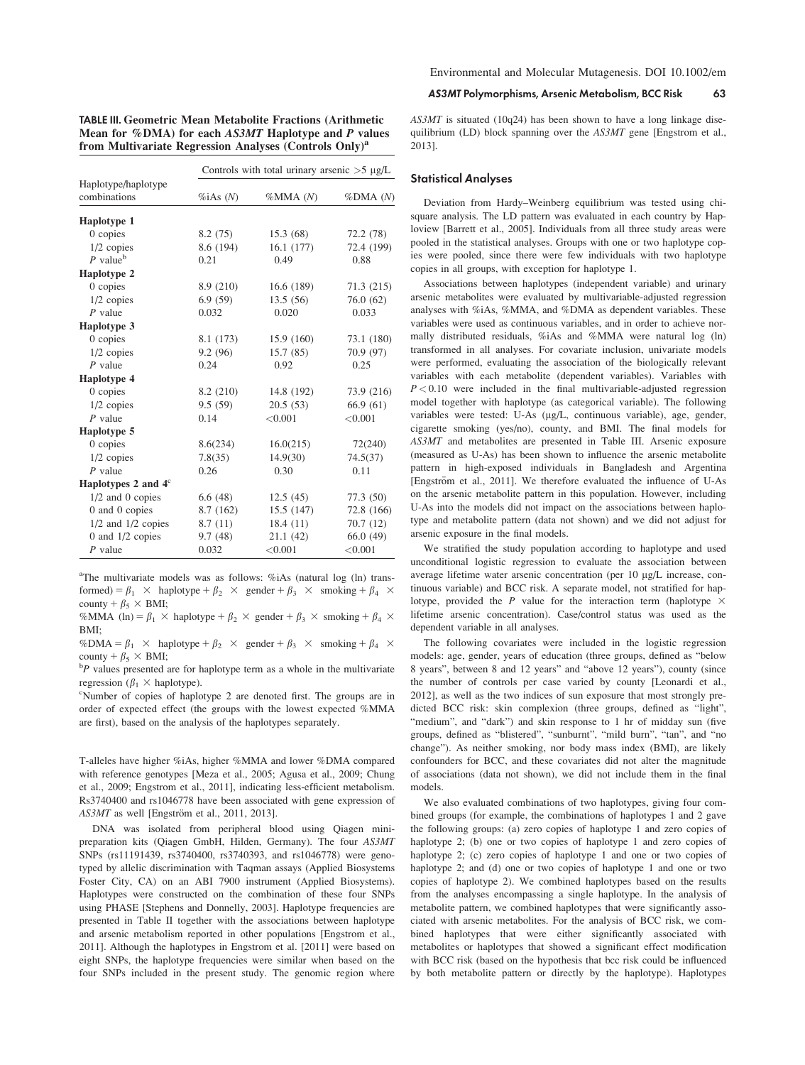**TABLE III. Geometric Mean Metabolite Fractions (Arithmetic Mean for %DMA) for each *AS3MT* Haplotype and *P* values from Multivariate Regression Analyses (Controls Only)[a]**

| Haplotype/haplotype combinations | Controls with total urinary arsenic >5 μg/L | | |
|---|---|---|---|
| | %iAs (*N*) | %MMA (*N*) | %DMA (*N*) |
| **Haplotype 1** | | | |
| 0 copies | 8.2 (75) | 15.3 (68) | 72.2 (78) |
| 1/2 copies | 8.6 (194) | 16.1 (177) | 72.4 (199) |
| *P* value[b] | 0.21 | 0.49 | 0.88 |
| **Haplotype 2** | | | |
| 0 copies | 8.9 (210) | 16.6 (189) | 71.3 (215) |
| 1/2 copies | 6.9 (59) | 13.5 (56) | 76.0 (62) |
| *P* value | 0.032 | 0.020 | 0.033 |
| **Haplotype 3** | | | |
| 0 copies | 8.1 (173) | 15.9 (160) | 73.1 (180) |
| 1/2 copies | 9.2 (96) | 15.7 (85) | 70.9 (97) |
| *P* value | 0.24 | 0.92 | 0.25 |
| **Haplotype 4** | | | |
| 0 copies | 8.2 (210) | 14.8 (192) | 73.9 (216) |
| 1/2 copies | 9.5 (59) | 20.5 (53) | 66.9 (61) |
| *P* value | 0.14 | <0.001 | <0.001 |
| **Haplotype 5** | | | |
| 0 copies | 8.6(234) | 16.0(215) | 72(240) |
| 1/2 copies | 7.8(35) | 14.9(30) | 74.5(37) |
| *P* value | 0.26 | 0.30 | 0.11 |
| **Haplotypes 2 and 4**[c] | | | |
| 1/2 and 0 copies | 6.6 (48) | 12.5 (45) | 77.3 (50) |
| 0 and 0 copies | 8.7 (162) | 15.5 (147) | 72.8 (166) |
| 1/2 and 1/2 copies | 8.7 (11) | 18.4 (11) | 70.7 (12) |
| 0 and 1/2 copies | 9.7 (48) | 21.1 (42) | 66.0 (49) |
| *P* value | 0.032 | <0.001 | <0.001 |

[a]The multivariate models was as follows: %iAs (natural log (ln) transformed) = $\beta_1 \times$ haplotype + $\beta_2 \times$ gender + $\beta_3 \times$ smoking + $\beta_4 \times$ county + $\beta_5 \times$ BMI;

%MMA (ln) = $\beta_1 \times$ haplotype + $\beta_2 \times$ gender + $\beta_3 \times$ smoking + $\beta_4 \times$ BMI;

%DMA = $\beta_1 \times$ haplotype + $\beta_2 \times$ gender + $\beta_3 \times$ smoking + $\beta_4 \times$ county + $\beta_5 \times$ BMI;

[b]*P* values presented are for haplotype term as a whole in the multivariate regression ($\beta_1 \times$ haplotype).

[c]Number of copies of haplotype 2 are denoted first. The groups are in order of expected effect (the groups with the lowest expected %MMA are first), based on the analysis of the haplotypes separately.

T-alleles have higher %iAs, higher %MMA and lower %DMA compared with reference genotypes [Meza et al., 2005; Agusa et al., 2009; Chung et al., 2009; Engstrom et al., 2011], indicating less-efficient metabolism. Rs3740400 and rs1046778 have been associated with gene expression of *AS3MT* as well [Engström et al., 2011, 2013].

DNA was isolated from peripheral blood using Qiagen minipreparation kits (Qiagen GmbH, Hilden, Germany). The four *AS3MT* SNPs (rs11191439, rs3740400, rs3740393, and rs1046778) were genotyped by allelic discrimination with Taqman assays (Applied Biosystems Foster City, CA) on an ABI 7900 instrument (Applied Biosystems). Haplotypes were constructed on the combination of these four SNPs using PHASE [Stephens and Donnelly, 2003]. Haplotype frequencies are presented in Table II together with the associations between haplotype and arsenic metabolism reported in other populations [Engstrom et al., 2011]. Although the haplotypes in Engstrom et al. [2011] were based on eight SNPs, the haplotype frequencies were similar when based on the four SNPs included in the present study. The genomic region where *AS3MT* is situated (10q24) has been shown to have a long linkage disequilibrium (LD) block spanning over the *AS3MT* gene [Engstrom et al., 2013].

## Statistical Analyses

Deviation from Hardy–Weinberg equilibrium was tested using chi-square analysis. The LD pattern was evaluated in each country by Haploview [Barrett et al., 2005]. Individuals from all three study areas were pooled in the statistical analyses. Groups with one or two haplotype copies were pooled, since there were few individuals with two haplotype copies in all groups, with exception for haplotype 1.

Associations between haplotypes (independent variable) and urinary arsenic metabolites were evaluated by multivariable-adjusted regression analyses with %iAs, %MMA, and %DMA as dependent variables. These variables were used as continuous variables, and in order to achieve normally distributed residuals, %iAs and %MMA were natural log (ln) transformed in all analyses. For covariate inclusion, univariate models were performed, evaluating the association of the biologically relevant variables with each metabolite (dependent variables). Variables with $P < 0.10$ were included in the final multivariable-adjusted regression model together with haplotype (as categorical variable). The following variables were tested: U-As (μg/L, continuous variable), age, gender, cigarette smoking (yes/no), county, and BMI. The final models for *AS3MT* and metabolites are presented in Table III. Arsenic exposure (measured as U-As) has been shown to influence the arsenic metabolite pattern in high-exposed individuals in Bangladesh and Argentina [Engström et al., 2011]. We therefore evaluated the influence of U-As on the arsenic metabolite pattern in this population. However, including U-As into the models did not impact on the associations between haplotype and metabolite pattern (data not shown) and we did not adjust for arsenic exposure in the final models.

We stratified the study population according to haplotype and used unconditional logistic regression to evaluate the association between average lifetime water arsenic concentration (per 10 μg/L increase, continuous variable) and BCC risk. A separate model, not stratified for haplotype, provided the *P* value for the interaction term (haplotype × lifetime arsenic concentration). Case/control status was used as the dependent variable in all analyses.

The following covariates were included in the logistic regression models: age, gender, years of education (three groups, defined as "below 8 years", between 8 and 12 years" and "above 12 years"), county (since the number of controls per case varied by county [Leonardi et al., 2012], as well as the two indices of sun exposure that most strongly predicted BCC risk: skin complexion (three groups, defined as "light", "medium", and "dark") and skin response to 1 hr of midday sun (five groups, defined as "blistered", "sunburnt", "mild burn", "tan", and "no change"). As neither smoking, nor body mass index (BMI), are likely confounders for BCC, and these covariates did not alter the magnitude of associations (data not shown), we did not include them in the final models.

We also evaluated combinations of two haplotypes, giving four combined groups (for example, the combinations of haplotypes 1 and 2 gave the following groups: (a) zero copies of haplotype 1 and zero copies of haplotype 2; (b) one or two copies of haplotype 1 and zero copies of haplotype 2; (c) zero copies of haplotype 1 and one or two copies of haplotype 2; and (d) one or two copies of haplotype 1 and one or two copies of haplotype 2). We combined haplotypes based on the results from the analyses encompassing a single haplotype. In the analysis of metabolite pattern, we combined haplotypes that were significantly associated with arsenic metabolites. For the analysis of BCC risk, we combined haplotypes that were either significantly associated with metabolites or haplotypes that showed a significant effect modification with BCC risk (based on the hypothesis that bcc risk could be influenced by both metabolite pattern or directly by the haplotype). Haplotypes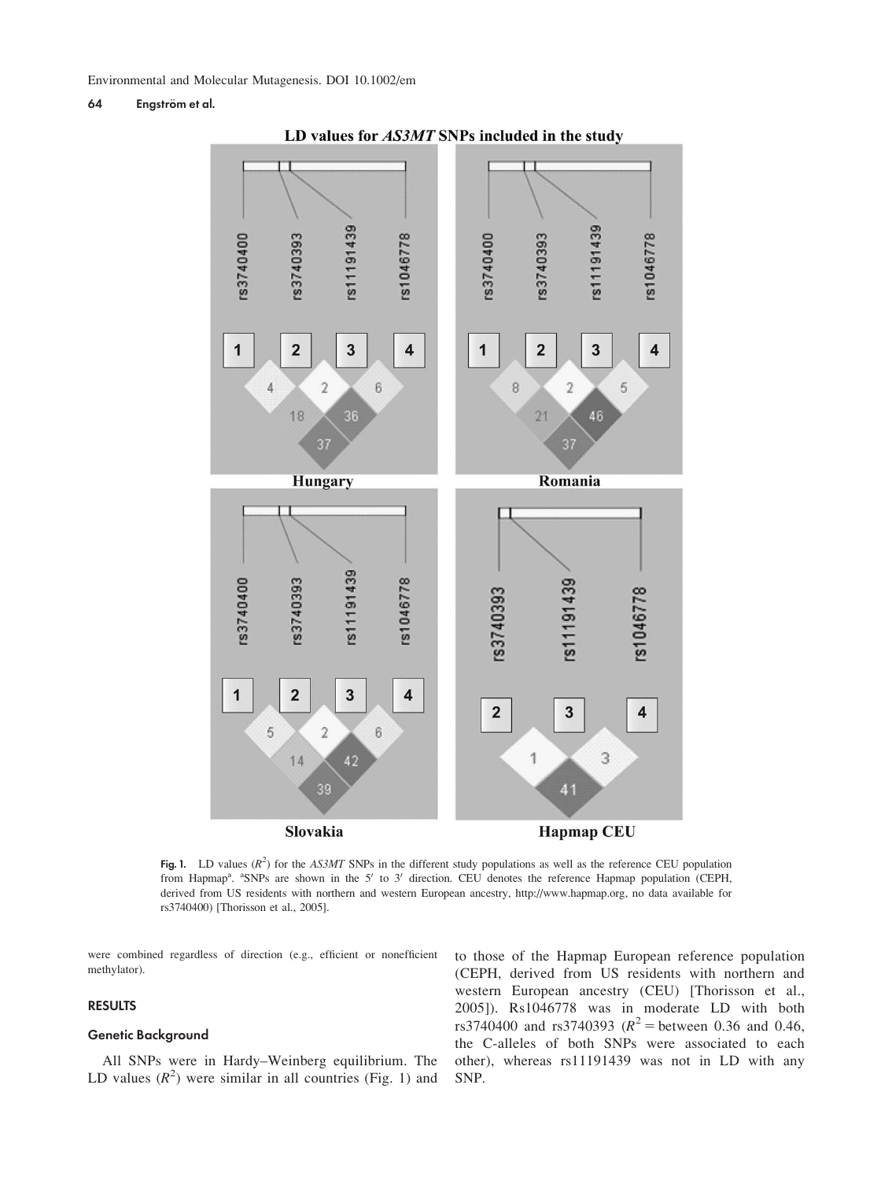**LD values for *AS3MT* SNPs included in the study**

Fig. 1. LD values ($R^2$) for the *AS3MT* SNPs in the different study populations as well as the reference CEU population from Hapmap[a]. [a]SNPs are shown in the 5′ to 3′ direction. CEU denotes the reference Hapmap population (CEPH, derived from US residents with northern and western European ancestry, http://www.hapmap.org, no data available for rs3740400) [Thorisson et al., 2005].

were combined regardless of direction (e.g., efficient or nonefficient methylator).

## RESULTS

### Genetic Background

All SNPs were in Hardy–Weinberg equilibrium. The LD values ($R^2$) were similar in all countries (Fig. 1) and to those of the Hapmap European reference population (CEPH, derived from US residents with northern and western European ancestry (CEU) [Thorisson et al., 2005]). Rs1046778 was in moderate LD with both rs3740400 and rs3740393 ($R^2$ = between 0.36 and 0.46, the C-alleles of both SNPs were associated to each other), whereas rs11191439 was not in LD with any SNP.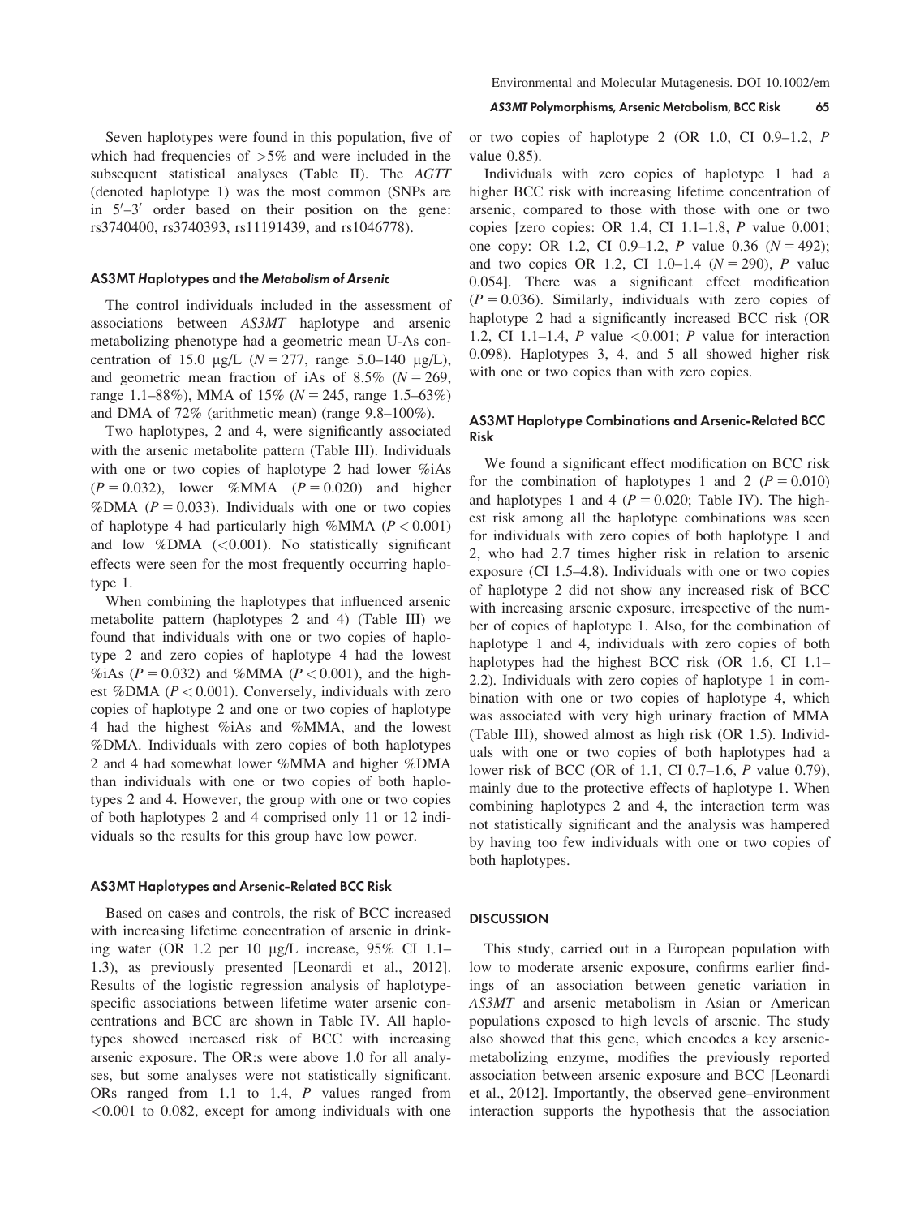Seven haplotypes were found in this population, five of which had frequencies of >5% and were included in the subsequent statistical analyses (Table II). The *AGTT* (denoted haplotype 1) was the most common (SNPs are in $5'$–$3'$ order based on their position on the gene: rs3740400, rs3740393, rs11191439, and rs1046778).

### AS3MT Haplotypes and the Metabolism of Arsenic

The control individuals included in the assessment of associations between *AS3MT* haplotype and arsenic metabolizing phenotype had a geometric mean U-As concentration of 15.0 μg/L ($N = 277$, range 5.0–140 μg/L), and geometric mean fraction of iAs of 8.5% ($N = 269$, range 1.1–88%), MMA of 15% ($N = 245$, range 1.5–63%) and DMA of 72% (arithmetic mean) (range 9.8–100%).

Two haplotypes, 2 and 4, were significantly associated with the arsenic metabolite pattern (Table III). Individuals with one or two copies of haplotype 2 had lower %iAs ($P = 0.032$), lower %MMA ($P = 0.020$) and higher %DMA ($P = 0.033$). Individuals with one or two copies of haplotype 4 had particularly high %MMA ($P < 0.001$) and low %DMA (<0.001). No statistically significant effects were seen for the most frequently occurring haplotype 1.

When combining the haplotypes that influenced arsenic metabolite pattern (haplotypes 2 and 4) (Table III) we found that individuals with one or two copies of haplotype 2 and zero copies of haplotype 4 had the lowest %iAs ($P = 0.032$) and %MMA ($P < 0.001$), and the highest %DMA ($P < 0.001$). Conversely, individuals with zero copies of haplotype 2 and one or two copies of haplotype 4 had the highest %iAs and %MMA, and the lowest %DMA. Individuals with zero copies of both haplotypes 2 and 4 had somewhat lower %MMA and higher %DMA than individuals with one or two copies of both haplotypes 2 and 4. However, the group with one or two copies of both haplotypes 2 and 4 comprised only 11 or 12 individuals so the results for this group have low power.

### AS3MT Haplotypes and Arsenic-Related BCC Risk

Based on cases and controls, the risk of BCC increased with increasing lifetime concentration of arsenic in drinking water (OR 1.2 per 10 μg/L increase, 95% CI 1.1–1.3), as previously presented [Leonardi et al., 2012]. Results of the logistic regression analysis of haplotype-specific associations between lifetime water arsenic concentrations and BCC are shown in Table IV. All haplotypes showed increased risk of BCC with increasing arsenic exposure. The OR:s were above 1.0 for all analyses, but some analyses were not statistically significant. ORs ranged from 1.1 to 1.4, *P* values ranged from <0.001 to 0.082, except for among individuals with one or two copies of haplotype 2 (OR 1.0, CI 0.9–1.2, *P* value 0.85).

Individuals with zero copies of haplotype 1 had a higher BCC risk with increasing lifetime concentration of arsenic, compared to those with those with one or two copies [zero copies: OR 1.4, CI 1.1–1.8, *P* value 0.001; one copy: OR 1.2, CI 0.9–1.2, *P* value 0.36 ($N = 492$); and two copies OR 1.2, CI 1.0–1.4 ($N = 290$), *P* value 0.054]. There was a significant effect modification ($P = 0.036$). Similarly, individuals with zero copies of haplotype 2 had a significantly increased BCC risk (OR 1.2, CI 1.1–1.4, *P* value <0.001; *P* value for interaction 0.098). Haplotypes 3, 4, and 5 all showed higher risk with one or two copies than with zero copies.

### AS3MT Haplotype Combinations and Arsenic-Related BCC Risk

We found a significant effect modification on BCC risk for the combination of haplotypes 1 and 2 ($P = 0.010$) and haplotypes 1 and 4 ($P = 0.020$; Table IV). The highest risk among all the haplotype combinations was seen for individuals with zero copies of both haplotype 1 and 2, who had 2.7 times higher risk in relation to arsenic exposure (CI 1.5–4.8). Individuals with one or two copies of haplotype 2 did not show any increased risk of BCC with increasing arsenic exposure, irrespective of the number of copies of haplotype 1. Also, for the combination of haplotype 1 and 4, individuals with zero copies of both haplotypes had the highest BCC risk (OR 1.6, CI 1.1–2.2). Individuals with zero copies of haplotype 1 in combination with one or two copies of haplotype 4, which was associated with very high urinary fraction of MMA (Table III), showed almost as high risk (OR 1.5). Individuals with one or two copies of both haplotypes had a lower risk of BCC (OR of 1.1, CI 0.7–1.6, *P* value 0.79), mainly due to the protective effects of haplotype 1. When combining haplotypes 2 and 4, the interaction term was not statistically significant and the analysis was hampered by having too few individuals with one or two copies of both haplotypes.

## DISCUSSION

This study, carried out in a European population with low to moderate arsenic exposure, confirms earlier findings of an association between genetic variation in *AS3MT* and arsenic metabolism in Asian or American populations exposed to high levels of arsenic. The study also showed that this gene, which encodes a key arsenic-metabolizing enzyme, modifies the previously reported association between arsenic exposure and BCC [Leonardi et al., 2012]. Importantly, the observed gene–environment interaction supports the hypothesis that the association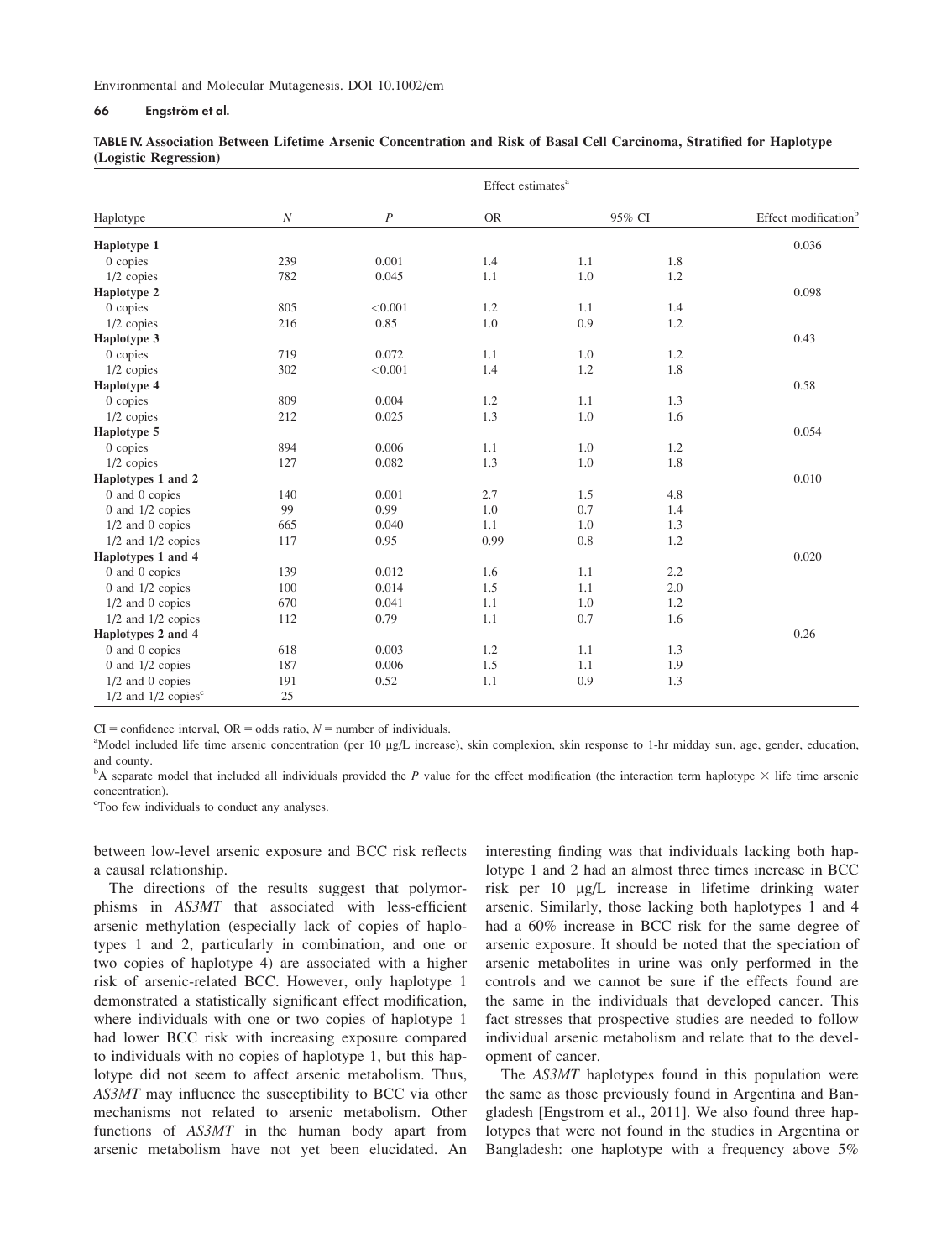**TABLE IV. Association Between Lifetime Arsenic Concentration and Risk of Basal Cell Carcinoma, Stratified for Haplotype (Logistic Regression)**

| Haplotype | $N$ | Effect estimates[a] | | | | Effect modification[b] |
|---|---|---|---|---|---|---|
| | | $P$ | OR | 95% CI | | |
| **Haplotype 1** | | | | | | 0.036 |
| 0 copies | 239 | 0.001 | 1.4 | 1.1 | 1.8 | |
| 1/2 copies | 782 | 0.045 | 1.1 | 1.0 | 1.2 | |
| **Haplotype 2** | | | | | | 0.098 |
| 0 copies | 805 | <0.001 | 1.2 | 1.1 | 1.4 | |
| 1/2 copies | 216 | 0.85 | 1.0 | 0.9 | 1.2 | |
| **Haplotype 3** | | | | | | 0.43 |
| 0 copies | 719 | 0.072 | 1.1 | 1.0 | 1.2 | |
| 1/2 copies | 302 | <0.001 | 1.4 | 1.2 | 1.8 | |
| **Haplotype 4** | | | | | | 0.58 |
| 0 copies | 809 | 0.004 | 1.2 | 1.1 | 1.3 | |
| 1/2 copies | 212 | 0.025 | 1.3 | 1.0 | 1.6 | |
| **Haplotype 5** | | | | | | 0.054 |
| 0 copies | 894 | 0.006 | 1.1 | 1.0 | 1.2 | |
| 1/2 copies | 127 | 0.082 | 1.3 | 1.0 | 1.8 | |
| **Haplotypes 1 and 2** | | | | | | 0.010 |
| 0 and 0 copies | 140 | 0.001 | 2.7 | 1.5 | 4.8 | |
| 0 and 1/2 copies | 99 | 0.99 | 1.0 | 0.7 | 1.4 | |
| 1/2 and 0 copies | 665 | 0.040 | 1.1 | 1.0 | 1.3 | |
| 1/2 and 1/2 copies | 117 | 0.95 | 0.99 | 0.8 | 1.2 | |
| **Haplotypes 1 and 4** | | | | | | 0.020 |
| 0 and 0 copies | 139 | 0.012 | 1.6 | 1.1 | 2.2 | |
| 0 and 1/2 copies | 100 | 0.014 | 1.5 | 1.1 | 2.0 | |
| 1/2 and 0 copies | 670 | 0.041 | 1.1 | 1.0 | 1.2 | |
| 1/2 and 1/2 copies | 112 | 0.79 | 1.1 | 0.7 | 1.6 | |
| **Haplotypes 2 and 4** | | | | | | 0.26 |
| 0 and 0 copies | 618 | 0.003 | 1.2 | 1.1 | 1.3 | |
| 0 and 1/2 copies | 187 | 0.006 | 1.5 | 1.1 | 1.9 | |
| 1/2 and 0 copies | 191 | 0.52 | 1.1 | 0.9 | 1.3 | |
| 1/2 and 1/2 copies[c] | 25 | | | | | |

CI = confidence interval, OR = odds ratio, $N$ = number of individuals.

[a]Model included life time arsenic concentration (per 10 μg/L increase), skin complexion, skin response to 1-hr midday sun, age, gender, education, and county.

[b]A separate model that included all individuals provided the $P$ value for the effect modification (the interaction term haplotype × life time arsenic concentration).

[c]Too few individuals to conduct any analyses.

between low-level arsenic exposure and BCC risk reflects a causal relationship.

The directions of the results suggest that polymorphisms in *AS3MT* that associated with less-efficient arsenic methylation (especially lack of copies of haplotypes 1 and 2, particularly in combination, and one or two copies of haplotype 4) are associated with a higher risk of arsenic-related BCC. However, only haplotype 1 demonstrated a statistically significant effect modification, where individuals with one or two copies of haplotype 1 had lower BCC risk with increasing exposure compared to individuals with no copies of haplotype 1, but this haplotype did not seem to affect arsenic metabolism. Thus, *AS3MT* may influence the susceptibility to BCC via other mechanisms not related to arsenic metabolism. Other functions of *AS3MT* in the human body apart from arsenic metabolism have not yet been elucidated. An interesting finding was that individuals lacking both haplotype 1 and 2 had an almost three times increase in BCC risk per 10 μg/L increase in lifetime drinking water arsenic. Similarly, those lacking both haplotypes 1 and 4 had a 60% increase in BCC risk for the same degree of arsenic exposure. It should be noted that the speciation of arsenic metabolites in urine was only performed in the controls and we cannot be sure if the effects found are the same in the individuals that developed cancer. This fact stresses that prospective studies are needed to follow individual arsenic metabolism and relate that to the development of cancer.

The *AS3MT* haplotypes found in this population were the same as those previously found in Argentina and Bangladesh [Engstrom et al., 2011]. We also found three haplotypes that were not found in the studies in Argentina or Bangladesh: one haplotype with a frequency above 5%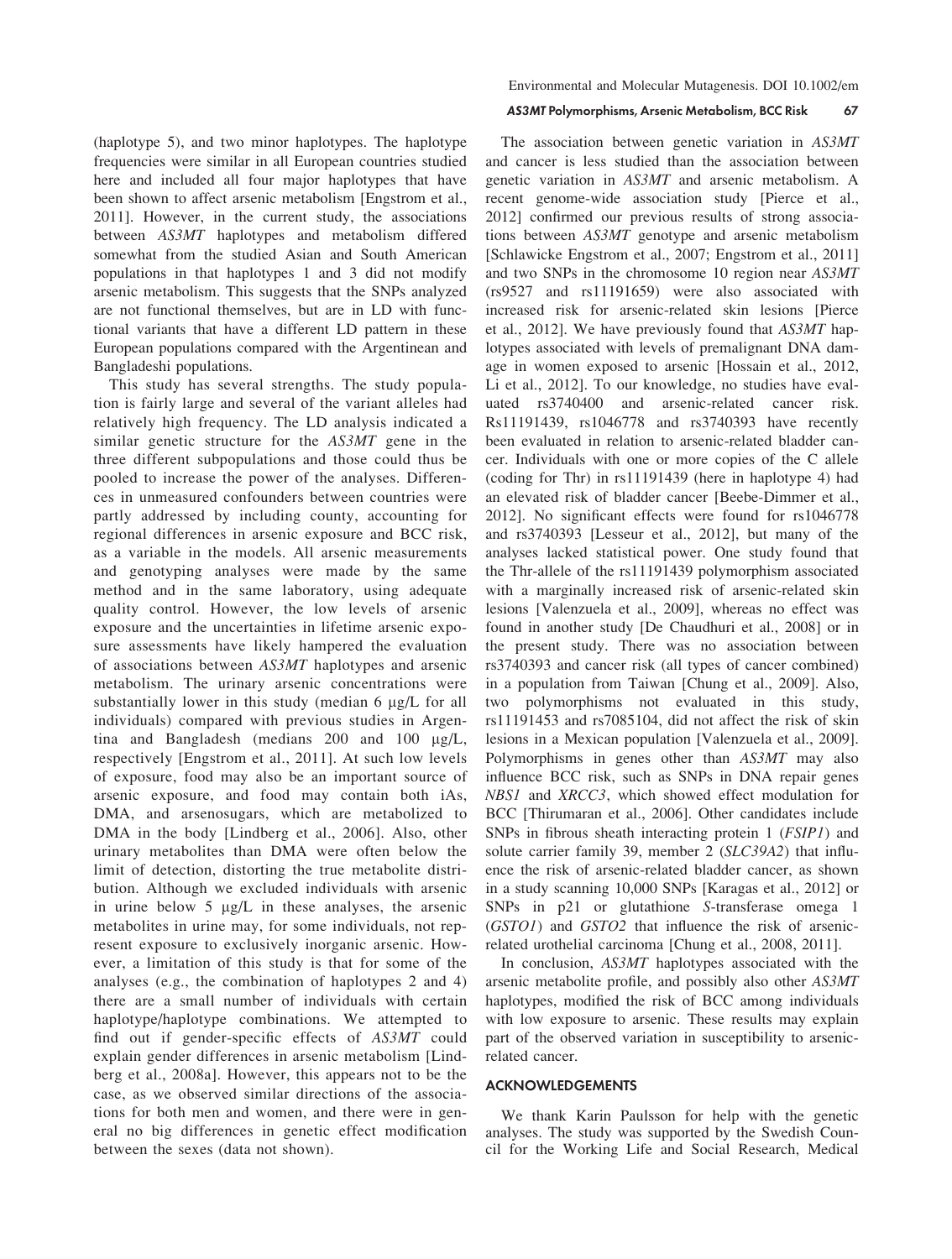(haplotype 5), and two minor haplotypes. The haplotype frequencies were similar in all European countries studied here and included all four major haplotypes that have been shown to affect arsenic metabolism [Engstrom et al., 2011]. However, in the current study, the associations between *AS3MT* haplotypes and metabolism differed somewhat from the studied Asian and South American populations in that haplotypes 1 and 3 did not modify arsenic metabolism. This suggests that the SNPs analyzed are not functional themselves, but are in LD with functional variants that have a different LD pattern in these European populations compared with the Argentinean and Bangladeshi populations.

This study has several strengths. The study population is fairly large and several of the variant alleles had relatively high frequency. The LD analysis indicated a similar genetic structure for the *AS3MT* gene in the three different subpopulations and those could thus be pooled to increase the power of the analyses. Differences in unmeasured confounders between countries were partly addressed by including county, accounting for regional differences in arsenic exposure and BCC risk, as a variable in the models. All arsenic measurements and genotyping analyses were made by the same method and in the same laboratory, using adequate quality control. However, the low levels of arsenic exposure and the uncertainties in lifetime arsenic exposure assessments have likely hampered the evaluation of associations between *AS3MT* haplotypes and arsenic metabolism. The urinary arsenic concentrations were substantially lower in this study (median 6 μg/L for all individuals) compared with previous studies in Argentina and Bangladesh (medians 200 and 100 μg/L, respectively [Engstrom et al., 2011]. At such low levels of exposure, food may also be an important source of arsenic exposure, and food may contain both iAs, DMA, and arsenosugars, which are metabolized to DMA in the body [Lindberg et al., 2006]. Also, other urinary metabolites than DMA were often below the limit of detection, distorting the true metabolite distribution. Although we excluded individuals with arsenic in urine below 5 μg/L in these analyses, the arsenic metabolites in urine may, for some individuals, not represent exposure to exclusively inorganic arsenic. However, a limitation of this study is that for some of the analyses (e.g., the combination of haplotypes 2 and 4) there are a small number of individuals with certain haplotype/haplotype combinations. We attempted to find out if gender-specific effects of *AS3MT* could explain gender differences in arsenic metabolism [Lindberg et al., 2008a]. However, this appears not to be the case, as we observed similar directions of the associations for both men and women, and there were in general no big differences in genetic effect modification between the sexes (data not shown).

The association between genetic variation in *AS3MT* and cancer is less studied than the association between genetic variation in *AS3MT* and arsenic metabolism. A recent genome-wide association study [Pierce et al., 2012] confirmed our previous results of strong associations between *AS3MT* genotype and arsenic metabolism [Schlawicke Engstrom et al., 2007; Engstrom et al., 2011] and two SNPs in the chromosome 10 region near *AS3MT* (rs9527 and rs11191659) were also associated with increased risk for arsenic-related skin lesions [Pierce et al., 2012]. We have previously found that *AS3MT* haplotypes associated with levels of premalignant DNA damage in women exposed to arsenic [Hossain et al., 2012, Li et al., 2012]. To our knowledge, no studies have evaluated rs3740400 and arsenic-related cancer risk. Rs11191439, rs1046778 and rs3740393 have recently been evaluated in relation to arsenic-related bladder cancer. Individuals with one or more copies of the C allele (coding for Thr) in rs11191439 (here in haplotype 4) had an elevated risk of bladder cancer [Beebe-Dimmer et al., 2012]. No significant effects were found for rs1046778 and rs3740393 [Lesseur et al., 2012], but many of the analyses lacked statistical power. One study found that the Thr-allele of the rs11191439 polymorphism associated with a marginally increased risk of arsenic-related skin lesions [Valenzuela et al., 2009], whereas no effect was found in another study [De Chaudhuri et al., 2008] or in the present study. There was no association between rs3740393 and cancer risk (all types of cancer combined) in a population from Taiwan [Chung et al., 2009]. Also, two polymorphisms not evaluated in this study, rs11191453 and rs7085104, did not affect the risk of skin lesions in a Mexican population [Valenzuela et al., 2009]. Polymorphisms in genes other than *AS3MT* may also influence BCC risk, such as SNPs in DNA repair genes *NBS1* and *XRCC3*, which showed effect modulation for BCC [Thirumaran et al., 2006]. Other candidates include SNPs in fibrous sheath interacting protein 1 (*FSIP1*) and solute carrier family 39, member 2 (*SLC39A2*) that influence the risk of arsenic-related bladder cancer, as shown in a study scanning 10,000 SNPs [Karagas et al., 2012] or SNPs in p21 or glutathione *S*-transferase omega 1 (*GSTO1*) and *GSTO2* that influence the risk of arsenic-related urothelial carcinoma [Chung et al., 2008, 2011].

In conclusion, *AS3MT* haplotypes associated with the arsenic metabolite profile, and possibly also other *AS3MT* haplotypes, modified the risk of BCC among individuals with low exposure to arsenic. These results may explain part of the observed variation in susceptibility to arsenic-related cancer.

## ACKNOWLEDGEMENTS

We thank Karin Paulsson for help with the genetic analyses. The study was supported by the Swedish Council for the Working Life and Social Research, Medical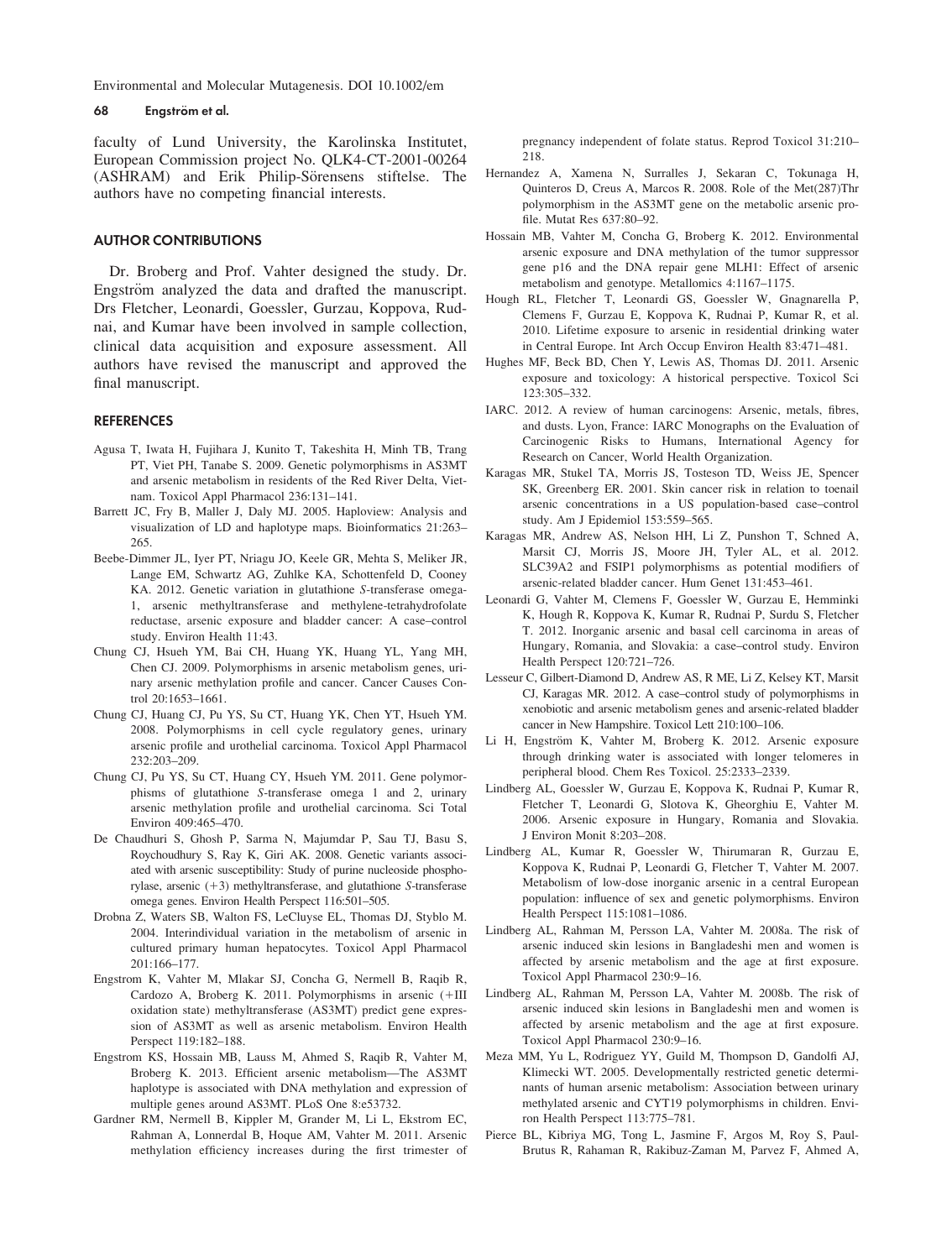faculty of Lund University, the Karolinska Institutet, European Commission project No. QLK4-CT-2001-00264 (ASHRAM) and Erik Philip-Sörensens stiftelse. The authors have no competing financial interests.

## AUTHOR CONTRIBUTIONS

Dr. Broberg and Prof. Vahter designed the study. Dr. Engström analyzed the data and drafted the manuscript. Drs Fletcher, Leonardi, Goessler, Gurzau, Koppova, Rudnai, and Kumar have been involved in sample collection, clinical data acquisition and exposure assessment. All authors have revised the manuscript and approved the final manuscript.

## REFERENCES

Agusa T, Iwata H, Fujihara J, Kunito T, Takeshita H, Minh TB, Trang PT, Viet PH, Tanabe S. 2009. Genetic polymorphisms in AS3MT and arsenic metabolism in residents of the Red River Delta, Vietnam. Toxicol Appl Pharmacol 236:131–141.

Barrett JC, Fry B, Maller J, Daly MJ. 2005. Haploview: Analysis and visualization of LD and haplotype maps. Bioinformatics 21:263–265.

Beebe-Dimmer JL, Iyer PT, Nriagu JO, Keele GR, Mehta S, Meliker JR, Lange EM, Schwartz AG, Zuhlke KA, Schottenfeld D, Cooney KA. 2012. Genetic variation in glutathione *S*-transferase omega-1, arsenic methyltransferase and methylene-tetrahydrofolate reductase, arsenic exposure and bladder cancer: A case–control study. Environ Health 11:43.

Chung CJ, Hsueh YM, Bai CH, Huang YK, Huang YL, Yang MH, Chen CJ. 2009. Polymorphisms in arsenic metabolism genes, urinary arsenic methylation profile and cancer. Cancer Causes Control 20:1653–1661.

Chung CJ, Huang CJ, Pu YS, Su CT, Huang YK, Chen YT, Hsueh YM. 2008. Polymorphisms in cell cycle regulatory genes, urinary arsenic profile and urothelial carcinoma. Toxicol Appl Pharmacol 232:203–209.

Chung CJ, Pu YS, Su CT, Huang CY, Hsueh YM. 2011. Gene polymorphisms of glutathione *S*-transferase omega 1 and 2, urinary arsenic methylation profile and urothelial carcinoma. Sci Total Environ 409:465–470.

De Chaudhuri S, Ghosh P, Sarma N, Majumdar P, Sau TJ, Basu S, Roychoudhury S, Ray K, Giri AK. 2008. Genetic variants associated with arsenic susceptibility: Study of purine nucleoside phosphorylase, arsenic (+3) methyltransferase, and glutathione *S*-transferase omega genes. Environ Health Perspect 116:501–505.

Drobna Z, Waters SB, Walton FS, LeCluyse EL, Thomas DJ, Styblo M. 2004. Interindividual variation in the metabolism of arsenic in cultured primary human hepatocytes. Toxicol Appl Pharmacol 201:166–177.

Engstrom K, Vahter M, Mlakar SJ, Concha G, Nermell B, Raqib R, Cardozo A, Broberg K. 2011. Polymorphisms in arsenic (+III oxidation state) methyltransferase (AS3MT) predict gene expression of AS3MT as well as arsenic metabolism. Environ Health Perspect 119:182–188.

Engstrom KS, Hossain MB, Lauss M, Ahmed S, Raqib R, Vahter M, Broberg K. 2013. Efficient arsenic metabolism—The AS3MT haplotype is associated with DNA methylation and expression of multiple genes around AS3MT. PLoS One 8:e53732.

Gardner RM, Nermell B, Kippler M, Grander M, Li L, Ekstrom EC, Rahman A, Lonnerdal B, Hoque AM, Vahter M. 2011. Arsenic methylation efficiency increases during the first trimester of pregnancy independent of folate status. Reprod Toxicol 31:210–218.

Hernandez A, Xamena N, Surralles J, Sekaran C, Tokunaga H, Quinteros D, Creus A, Marcos R. 2008. Role of the Met(287)Thr polymorphism in the AS3MT gene on the metabolic arsenic profile. Mutat Res 637:80–92.

Hossain MB, Vahter M, Concha G, Broberg K. 2012. Environmental arsenic exposure and DNA methylation of the tumor suppressor gene p16 and the DNA repair gene MLH1: Effect of arsenic metabolism and genotype. Metallomics 4:1167–1175.

Hough RL, Fletcher T, Leonardi GS, Goessler W, Gnagnarella P, Clemens F, Gurzau E, Koppova K, Rudnai P, Kumar R, et al. 2010. Lifetime exposure to arsenic in residential drinking water in Central Europe. Int Arch Occup Environ Health 83:471–481.

Hughes MF, Beck BD, Chen Y, Lewis AS, Thomas DJ. 2011. Arsenic exposure and toxicology: A historical perspective. Toxicol Sci 123:305–332.

IARC. 2012. A review of human carcinogens: Arsenic, metals, fibres, and dusts. Lyon, France: IARC Monographs on the Evaluation of Carcinogenic Risks to Humans, International Agency for Research on Cancer, World Health Organization.

Karagas MR, Stukel TA, Morris JS, Tosteson TD, Weiss JE, Spencer SK, Greenberg ER. 2001. Skin cancer risk in relation to toenail arsenic concentrations in a US population-based case–control study. Am J Epidemiol 153:559–565.

Karagas MR, Andrew AS, Nelson HH, Li Z, Punshon T, Schned A, Marsit CJ, Morris JS, Moore JH, Tyler AL, et al. 2012. SLC39A2 and FSIP1 polymorphisms as potential modifiers of arsenic-related bladder cancer. Hum Genet 131:453–461.

Leonardi G, Vahter M, Clemens F, Goessler W, Gurzau E, Hemminki K, Hough R, Koppova K, Kumar R, Rudnai P, Surdu S, Fletcher T. 2012. Inorganic arsenic and basal cell carcinoma in areas of Hungary, Romania, and Slovakia: a case–control study. Environ Health Perspect 120:721–726.

Lesseur C, Gilbert-Diamond D, Andrew AS, R ME, Li Z, Kelsey KT, Marsit CJ, Karagas MR. 2012. A case–control study of polymorphisms in xenobiotic and arsenic metabolism genes and arsenic-related bladder cancer in New Hampshire. Toxicol Lett 210:100–106.

Li H, Engström K, Vahter M, Broberg K. 2012. Arsenic exposure through drinking water is associated with longer telomeres in peripheral blood. Chem Res Toxicol. 25:2333–2339.

Lindberg AL, Goessler W, Gurzau E, Koppova K, Rudnai P, Kumar R, Fletcher T, Leonardi G, Slotova K, Gheorghiu E, Vahter M. 2006. Arsenic exposure in Hungary, Romania and Slovakia. J Environ Monit 8:203–208.

Lindberg AL, Kumar R, Goessler W, Thirumaran R, Gurzau E, Koppova K, Rudnai P, Leonardi G, Fletcher T, Vahter M. 2007. Metabolism of low-dose inorganic arsenic in a central European population: influence of sex and genetic polymorphisms. Environ Health Perspect 115:1081–1086.

Lindberg AL, Rahman M, Persson LA, Vahter M. 2008a. The risk of arsenic induced skin lesions in Bangladeshi men and women is affected by arsenic metabolism and the age at first exposure. Toxicol Appl Pharmacol 230:9–16.

Lindberg AL, Rahman M, Persson LA, Vahter M. 2008b. The risk of arsenic induced skin lesions in Bangladeshi men and women is affected by arsenic metabolism and the age at first exposure. Toxicol Appl Pharmacol 230:9–16.

Meza MM, Yu L, Rodriguez YY, Guild M, Thompson D, Gandolfi AJ, Klimecki WT. 2005. Developmentally restricted genetic determinants of human arsenic metabolism: Association between urinary methylated arsenic and CYT19 polymorphisms in children. Environ Health Perspect 113:775–781.

Pierce BL, Kibriya MG, Tong L, Jasmine F, Argos M, Roy S, Paul-Brutus R, Rahaman R, Rakibuz-Zaman M, Parvez F, Ahmed A,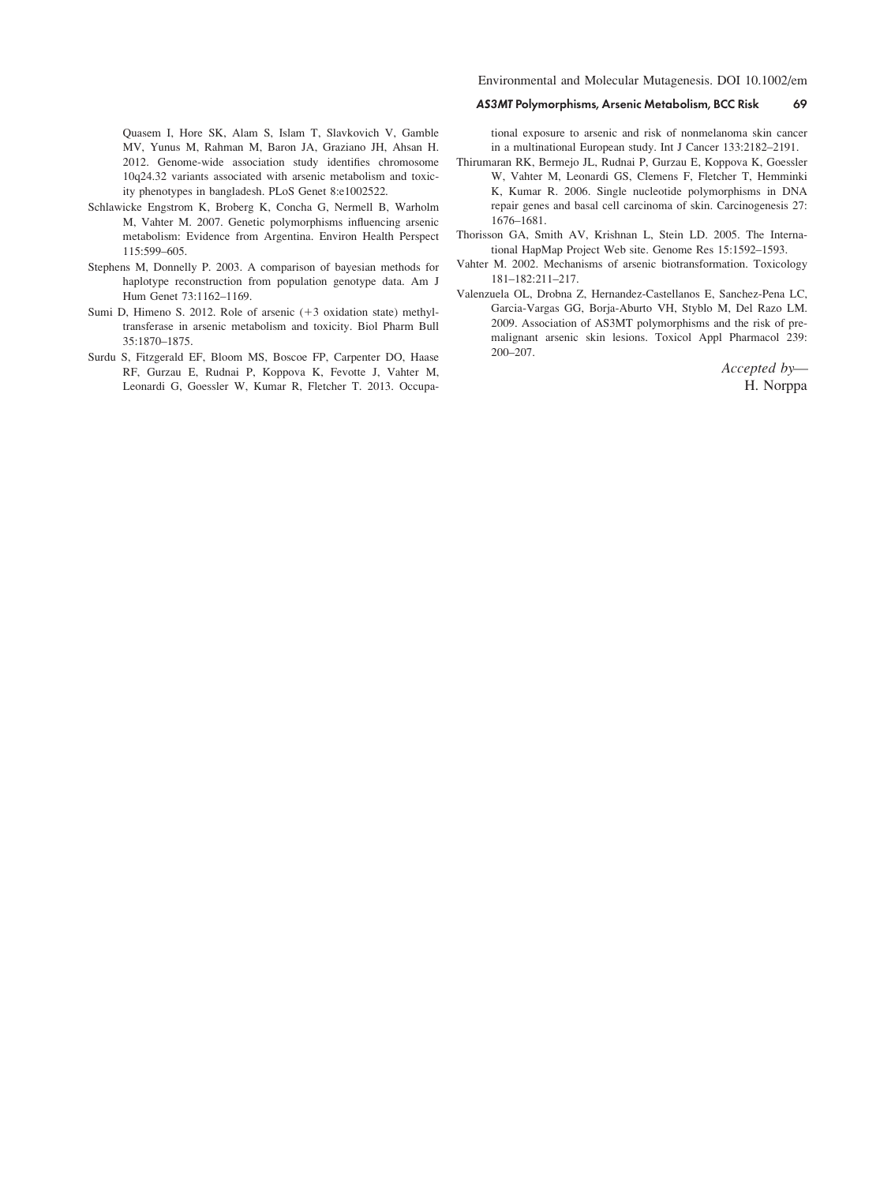Quasem I, Hore SK, Alam S, Islam T, Slavkovich V, Gamble MV, Yunus M, Rahman M, Baron JA, Graziano JH, Ahsan H. 2012. Genome-wide association study identifies chromosome 10q24.32 variants associated with arsenic metabolism and toxicity phenotypes in bangladesh. PLoS Genet 8:e1002522.

Schlawicke Engstrom K, Broberg K, Concha G, Nermell B, Warholm M, Vahter M. 2007. Genetic polymorphisms influencing arsenic metabolism: Evidence from Argentina. Environ Health Perspect 115:599–605.

Stephens M, Donnelly P. 2003. A comparison of bayesian methods for haplotype reconstruction from population genotype data. Am J Hum Genet 73:1162–1169.

Sumi D, Himeno S. 2012. Role of arsenic (+3 oxidation state) methyltransferase in arsenic metabolism and toxicity. Biol Pharm Bull 35:1870–1875.

Surdu S, Fitzgerald EF, Bloom MS, Boscoe FP, Carpenter DO, Haase RF, Gurzau E, Rudnai P, Koppova K, Fevotte J, Vahter M, Leonardi G, Goessler W, Kumar R, Fletcher T. 2013. Occupational exposure to arsenic and risk of nonmelanoma skin cancer in a multinational European study. Int J Cancer 133:2182–2191.

Thirumaran RK, Bermejo JL, Rudnai P, Gurzau E, Koppova K, Goessler W, Vahter M, Leonardi GS, Clemens F, Fletcher T, Hemminki K, Kumar R. 2006. Single nucleotide polymorphisms in DNA repair genes and basal cell carcinoma of skin. Carcinogenesis 27: 1676–1681.

Thorisson GA, Smith AV, Krishnan L, Stein LD. 2005. The International HapMap Project Web site. Genome Res 15:1592–1593.

Vahter M. 2002. Mechanisms of arsenic biotransformation. Toxicology 181–182:211–217.

Valenzuela OL, Drobna Z, Hernandez-Castellanos E, Sanchez-Pena LC, Garcia-Vargas GG, Borja-Aburto VH, Styblo M, Del Razo LM. 2009. Association of AS3MT polymorphisms and the risk of premalignant arsenic skin lesions. Toxicol Appl Pharmacol 239: 200–207.

*Accepted by—*
H. Norppa